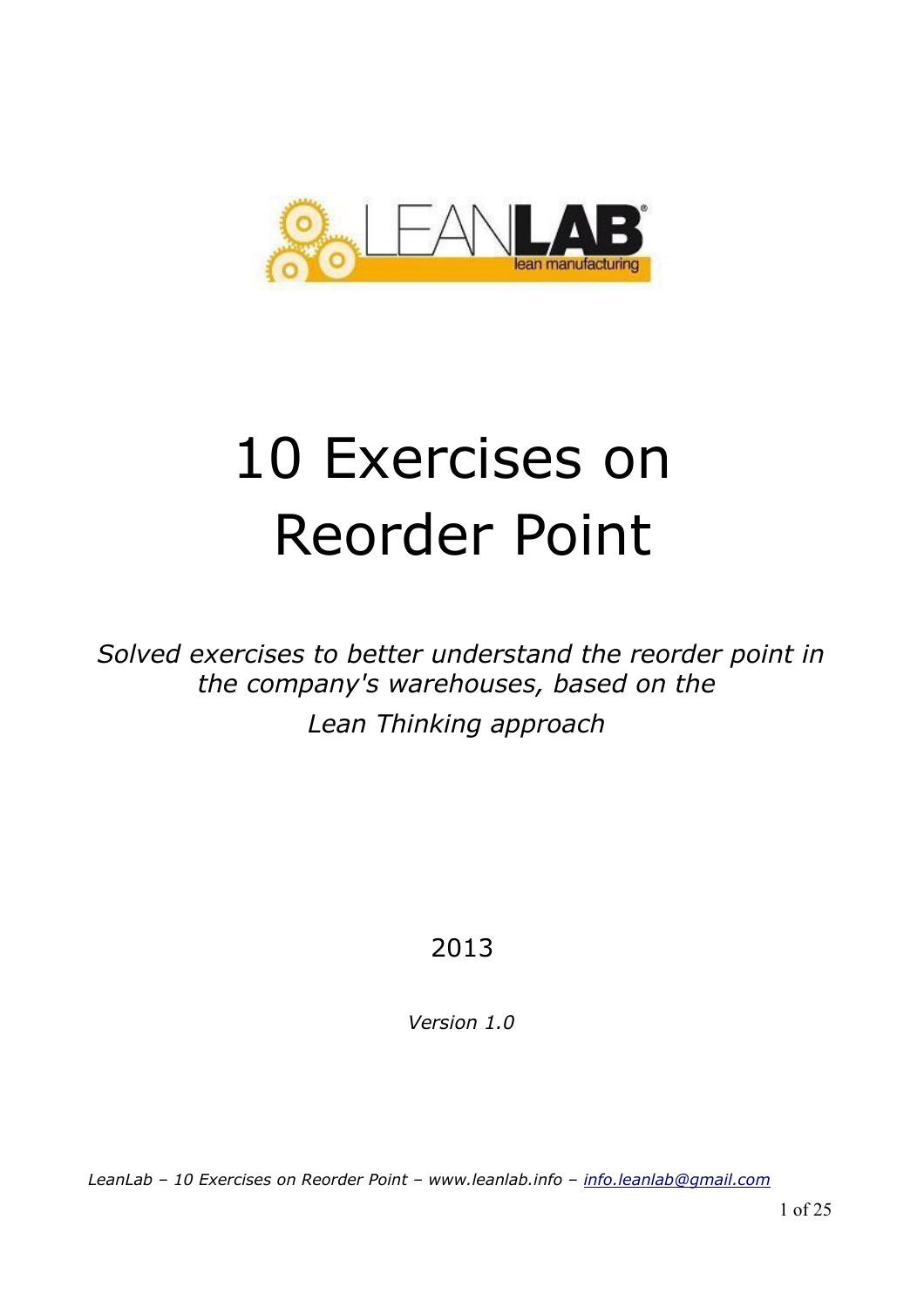# 10 Exercises on Reorder Point

*Solved exercises to better understand the reorder point in the company's warehouses, based on the Lean Thinking approach*

2013

*Version 1.0*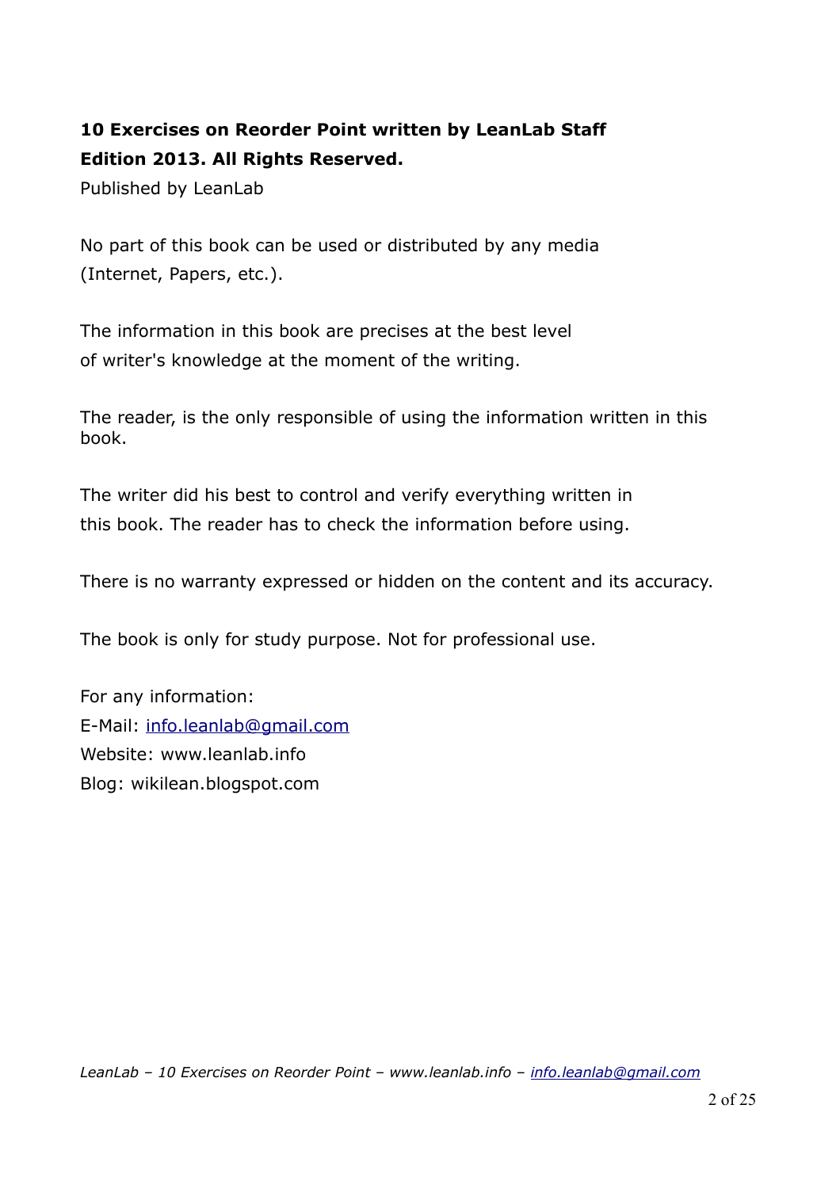**10 Exercises on Reorder Point written by LeanLab Staff**
**Edition 2013. All Rights Reserved.**

Published by LeanLab

No part of this book can be used or distributed by any media (Internet, Papers, etc.).

The information in this book are precises at the best level of writer's knowledge at the moment of the writing.

The reader, is the only responsible of using the information written in this book.

The writer did his best to control and verify everything written in this book. The reader has to check the information before using.

There is no warranty expressed or hidden on the content and its accuracy.

The book is only for study purpose. Not for professional use.

For any information:
E-Mail: info.leanlab@gmail.com
Website: www.leanlab.info
Blog: wikilean.blogspot.com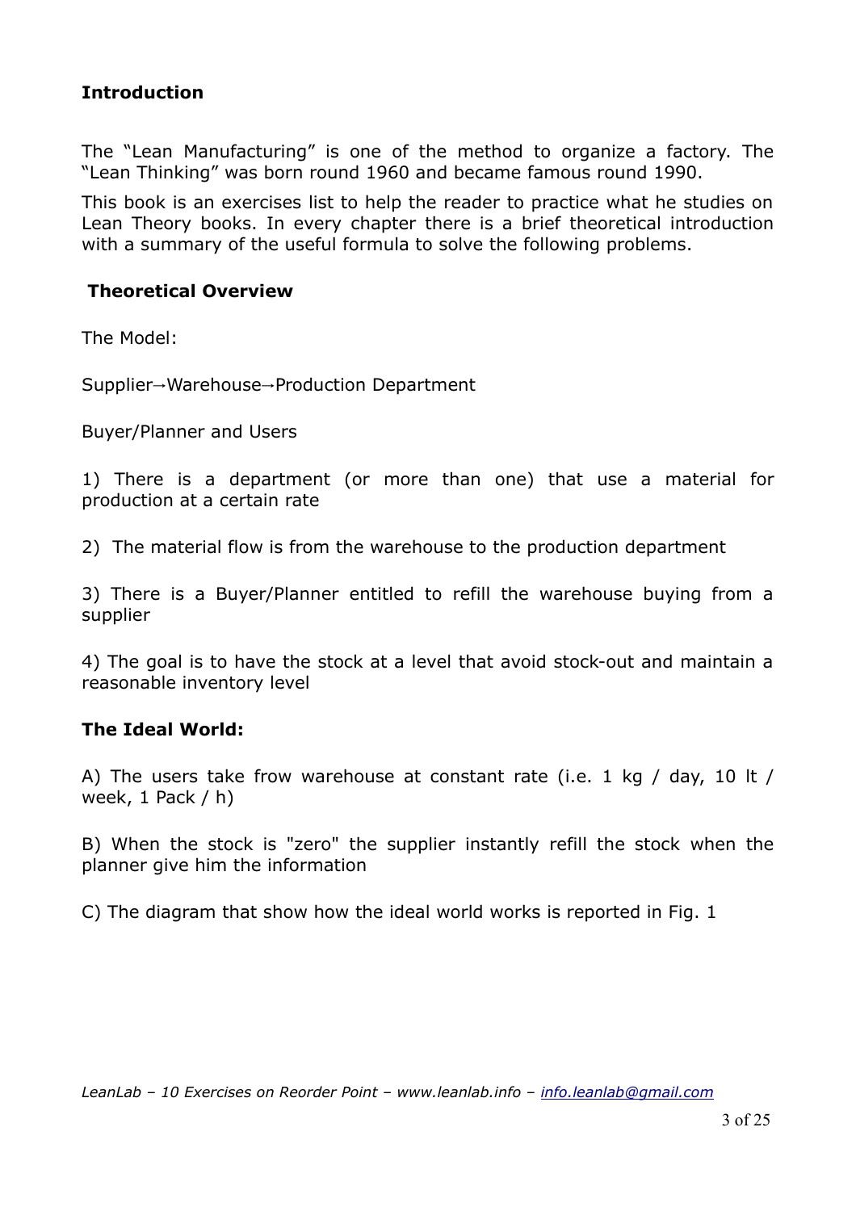## Introduction

The “Lean Manufacturing” is one of the method to organize a factory. The “Lean Thinking” was born round 1960 and became famous round 1990.

This book is an exercises list to help the reader to practice what he studies on Lean Theory books. In every chapter there is a brief theoretical introduction with a summary of the useful formula to solve the following problems.

## Theoretical Overview

The Model:

Supplier→Warehouse→Production Department

Buyer/Planner and Users

1) There is a department (or more than one) that use a material for production at a certain rate

2) The material flow is from the warehouse to the production department

3) There is a Buyer/Planner entitled to refill the warehouse buying from a supplier

4) The goal is to have the stock at a level that avoid stock-out and maintain a reasonable inventory level

### The Ideal World:

A) The users take frow warehouse at constant rate (i.e. 1 kg / day, 10 lt / week, 1 Pack / h)

B) When the stock is "zero" the supplier instantly refill the stock when the planner give him the information

C) The diagram that show how the ideal world works is reported in Fig. 1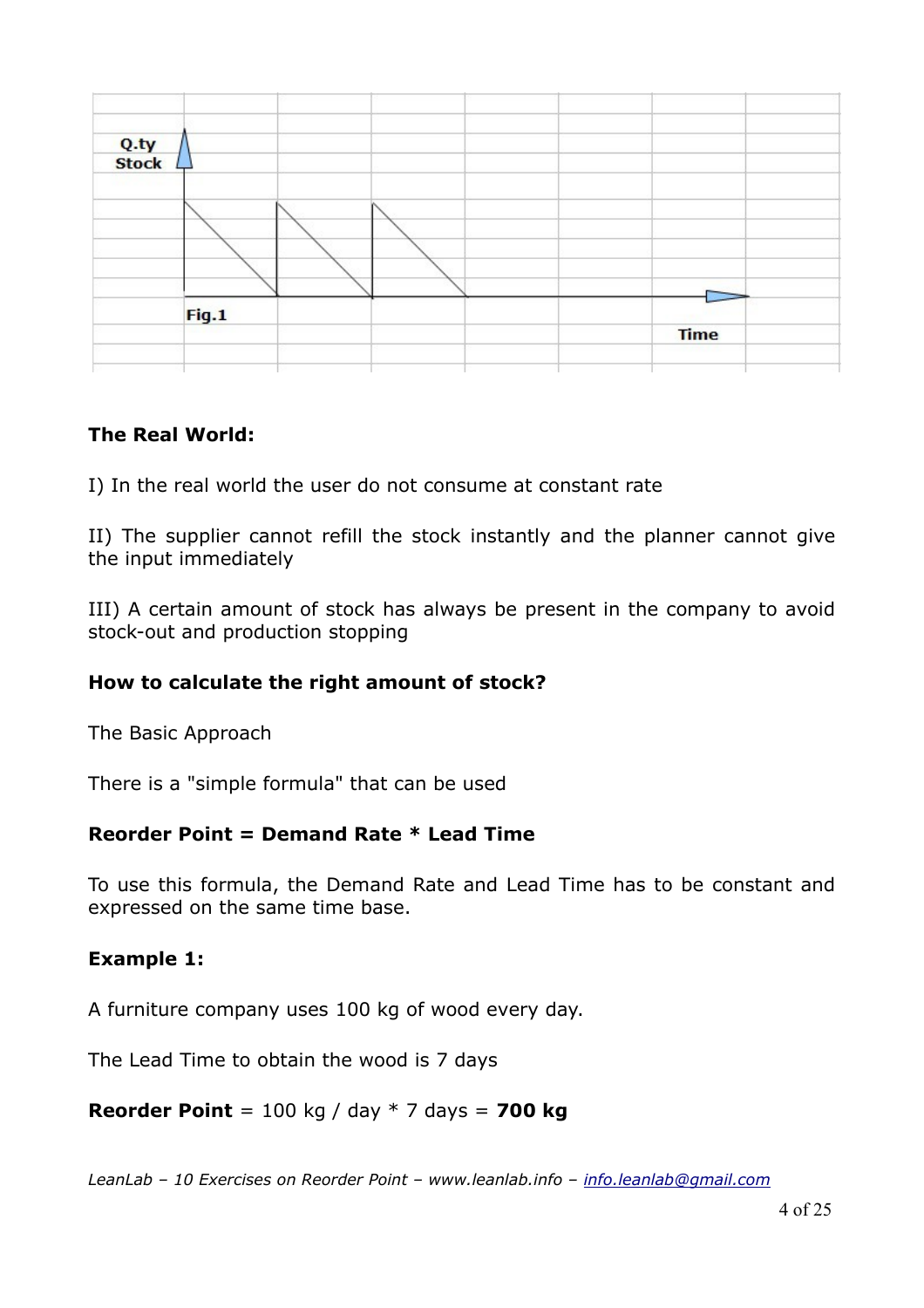Fig.1

**The Real World:**

I) In the real world the user do not consume at constant rate

II) The supplier cannot refill the stock instantly and the planner cannot give the input immediately

III) A certain amount of stock has always be present in the company to avoid stock-out and production stopping

**How to calculate the right amount of stock?**

The Basic Approach

There is a "simple formula" that can be used

**Reorder Point = Demand Rate * Lead Time**

To use this formula, the Demand Rate and Lead Time has to be constant and expressed on the same time base.

**Example 1:**

A furniture company uses 100 kg of wood every day.

The Lead Time to obtain the wood is 7 days

**Reorder Point** = 100 kg / day * 7 days = **700 kg**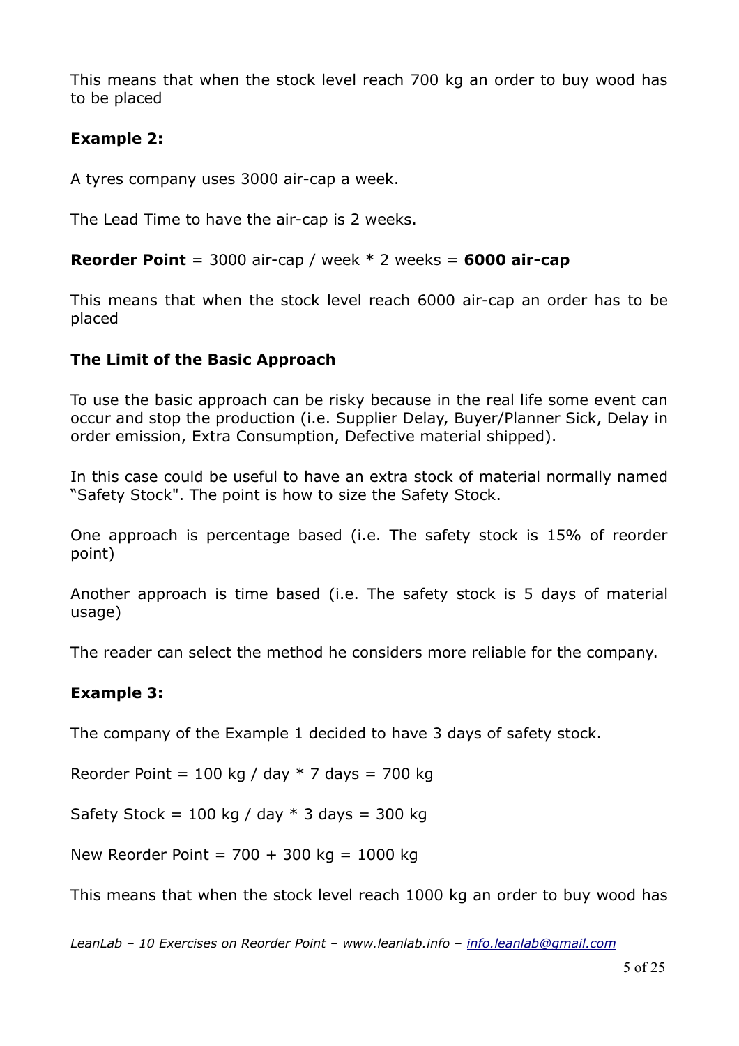This means that when the stock level reach 700 kg an order to buy wood has to be placed

**Example 2:**

A tyres company uses 3000 air-cap a week.

The Lead Time to have the air-cap is 2 weeks.

**Reorder Point** = 3000 air-cap / week * 2 weeks = **6000 air-cap**

This means that when the stock level reach 6000 air-cap an order has to be placed

**The Limit of the Basic Approach**

To use the basic approach can be risky because in the real life some event can occur and stop the production (i.e. Supplier Delay, Buyer/Planner Sick, Delay in order emission, Extra Consumption, Defective material shipped).

In this case could be useful to have an extra stock of material normally named "Safety Stock". The point is how to size the Safety Stock.

One approach is percentage based (i.e. The safety stock is 15% of reorder point)

Another approach is time based (i.e. The safety stock is 5 days of material usage)

The reader can select the method he considers more reliable for the company.

**Example 3:**

The company of the Example 1 decided to have 3 days of safety stock.

Reorder Point = 100 kg / day * 7 days = 700 kg

Safety Stock = 100 kg / day * 3 days = 300 kg

New Reorder Point = 700 + 300 kg = 1000 kg

This means that when the stock level reach 1000 kg an order to buy wood has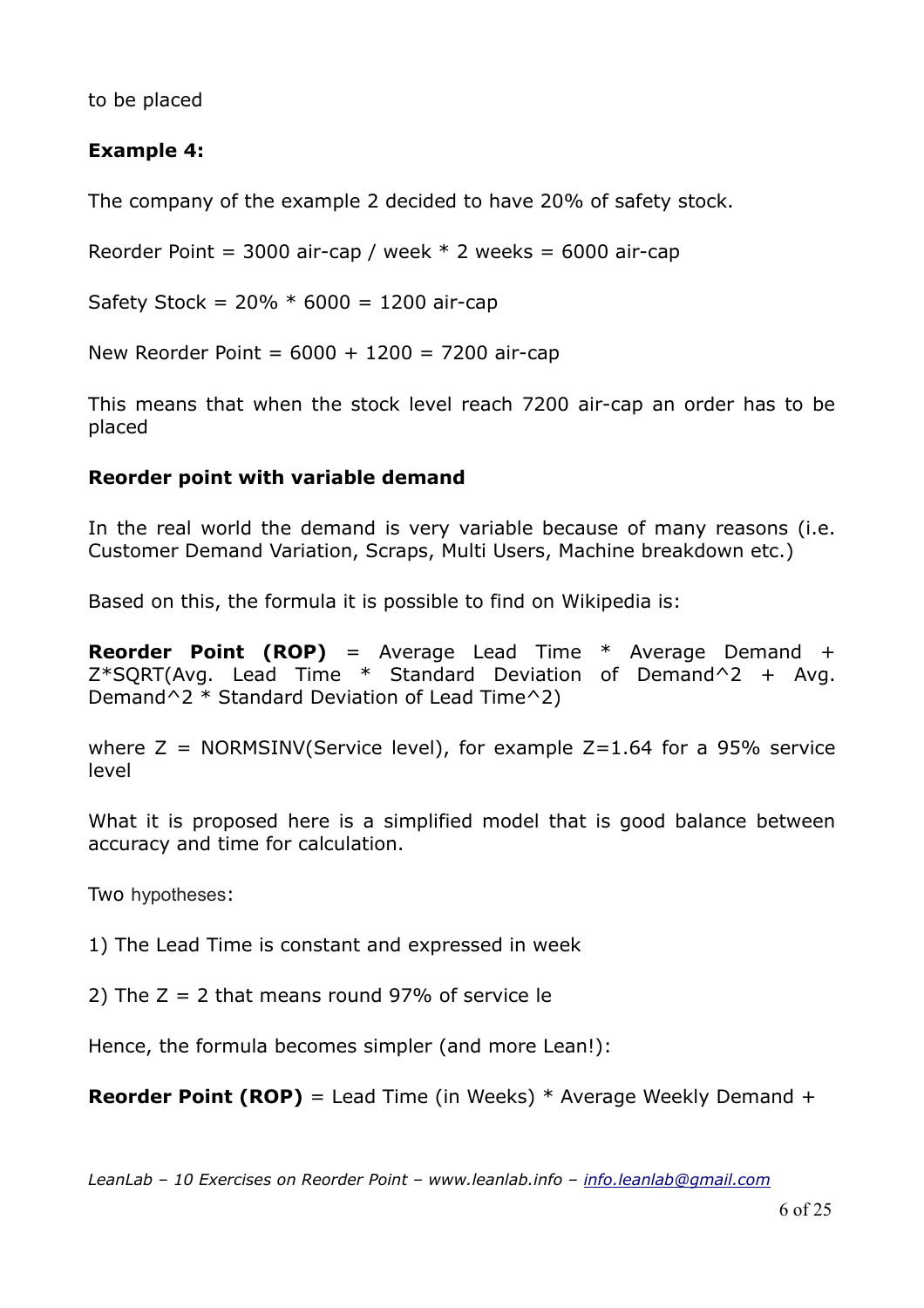to be placed

**Example 4:**

The company of the example 2 decided to have 20% of safety stock.

Reorder Point = 3000 air-cap / week * 2 weeks = 6000 air-cap

Safety Stock = 20% * 6000 = 1200 air-cap

New Reorder Point = 6000 + 1200 = 7200 air-cap

This means that when the stock level reach 7200 air-cap an order has to be placed

**Reorder point with variable demand**

In the real world the demand is very variable because of many reasons (i.e. Customer Demand Variation, Scraps, Multi Users, Machine breakdown etc.)

Based on this, the formula it is possible to find on Wikipedia is:

**Reorder Point (ROP)** = Average Lead Time * Average Demand + Z*SQRT(Avg. Lead Time * Standard Deviation of Demand^2 + Avg. Demand^2 * Standard Deviation of Lead Time^2)

where Z = NORMSINV(Service level), for example Z=1.64 for a 95% service level

What it is proposed here is a simplified model that is good balance between accuracy and time for calculation.

Two hypotheses:

1) The Lead Time is constant and expressed in week

2) The Z = 2 that means round 97% of service le

Hence, the formula becomes simpler (and more Lean!):

**Reorder Point (ROP)** = Lead Time (in Weeks) * Average Weekly Demand +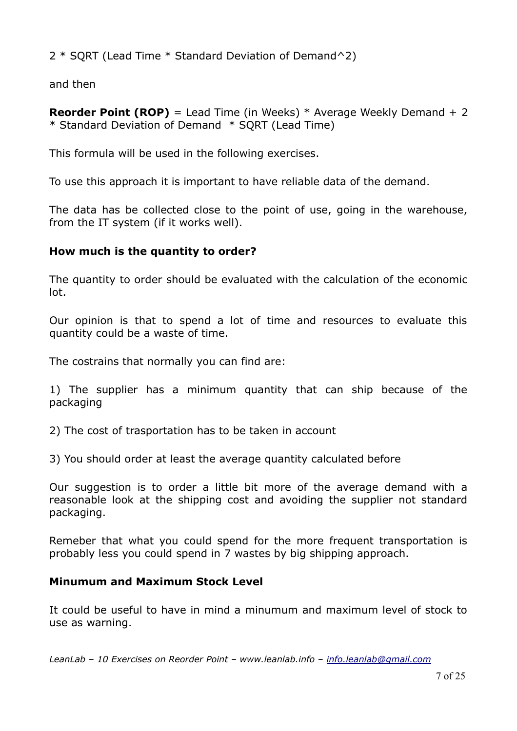2 * SQRT (Lead Time * Standard Deviation of Demand^2)

and then

**Reorder Point (ROP)** = Lead Time (in Weeks) * Average Weekly Demand + 2 * Standard Deviation of Demand * SQRT (Lead Time)

This formula will be used in the following exercises.

To use this approach it is important to have reliable data of the demand.

The data has be collected close to the point of use, going in the warehouse, from the IT system (if it works well).

**How much is the quantity to order?**

The quantity to order should be evaluated with the calculation of the economic lot.

Our opinion is that to spend a lot of time and resources to evaluate this quantity could be a waste of time.

The costrains that normally you can find are:

1) The supplier has a minimum quantity that can ship because of the packaging

2) The cost of trasportation has to be taken in account

3) You should order at least the average quantity calculated before

Our suggestion is to order a little bit more of the average demand with a reasonable look at the shipping cost and avoiding the supplier not standard packaging.

Remeber that what you could spend for the more frequent transportation is probably less you could spend in 7 wastes by big shipping approach.

**Minumum and Maximum Stock Level**

It could be useful to have in mind a minumum and maximum level of stock to use as warning.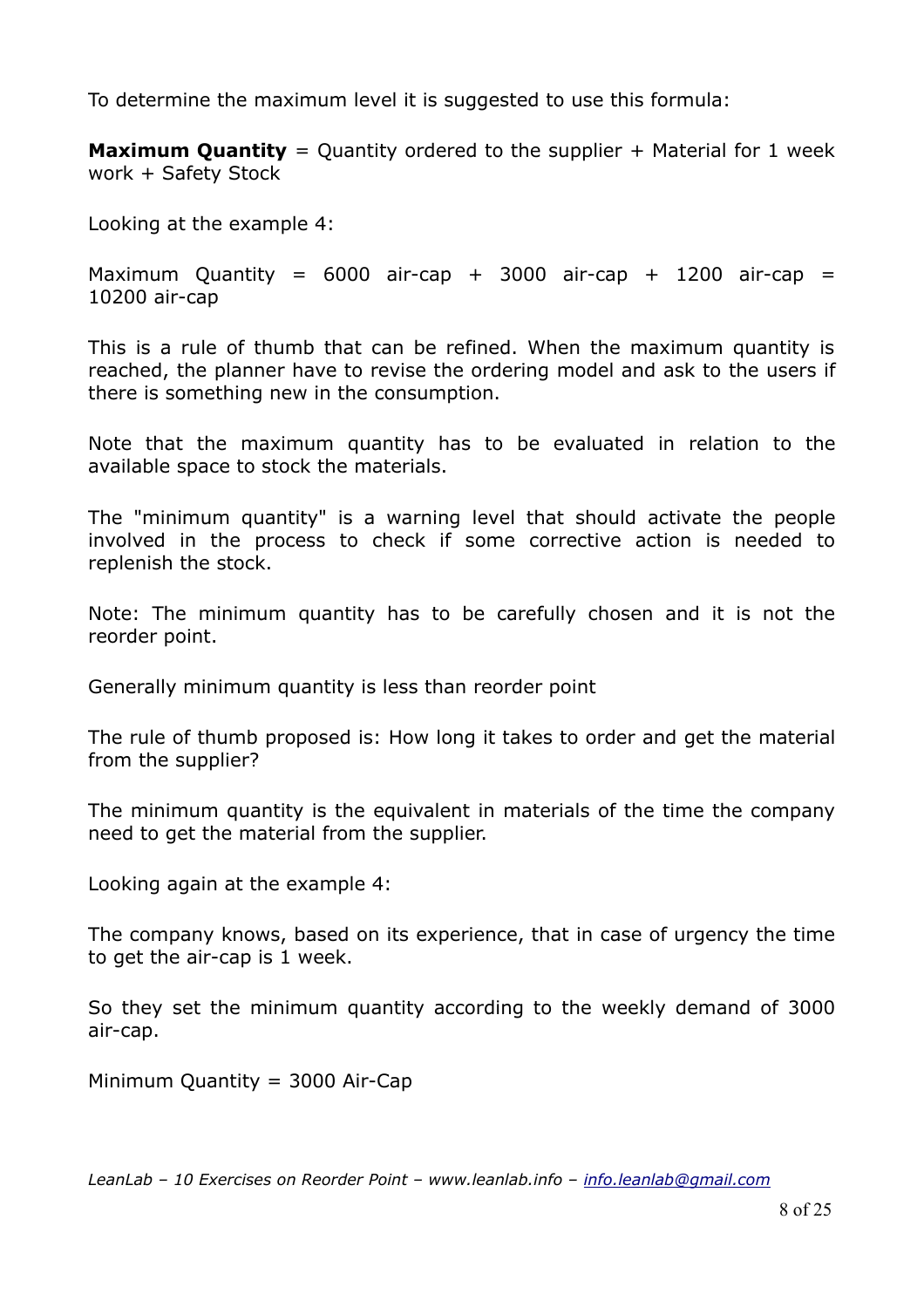To determine the maximum level it is suggested to use this formula:

**Maximum Quantity** = Quantity ordered to the supplier + Material for 1 week work + Safety Stock

Looking at the example 4:

Maximum Quantity = 6000 air-cap + 3000 air-cap + 1200 air-cap = 10200 air-cap

This is a rule of thumb that can be refined. When the maximum quantity is reached, the planner have to revise the ordering model and ask to the users if there is something new in the consumption.

Note that the maximum quantity has to be evaluated in relation to the available space to stock the materials.

The "minimum quantity" is a warning level that should activate the people involved in the process to check if some corrective action is needed to replenish the stock.

Note: The minimum quantity has to be carefully chosen and it is not the reorder point.

Generally minimum quantity is less than reorder point

The rule of thumb proposed is: How long it takes to order and get the material from the supplier?

The minimum quantity is the equivalent in materials of the time the company need to get the material from the supplier.

Looking again at the example 4:

The company knows, based on its experience, that in case of urgency the time to get the air-cap is 1 week.

So they set the minimum quantity according to the weekly demand of 3000 air-cap.

Minimum Quantity = 3000 Air-Cap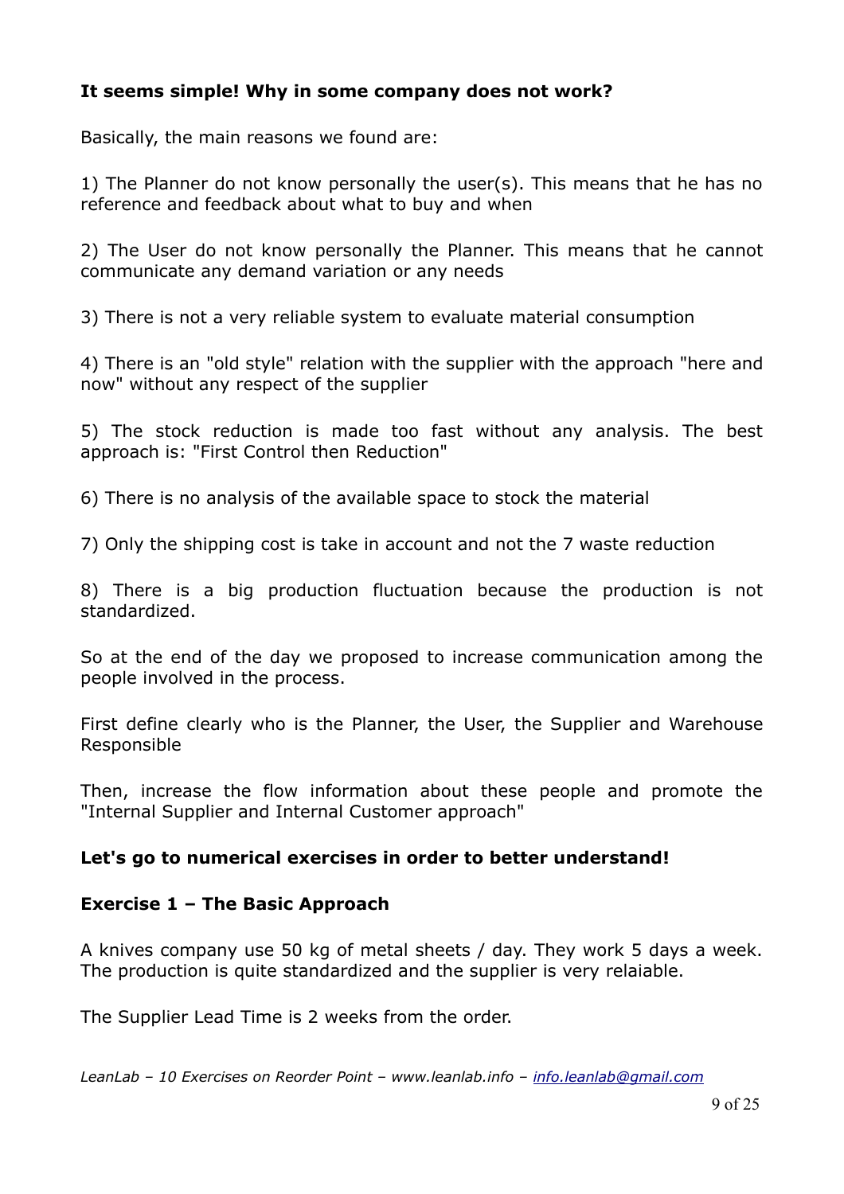**It seems simple! Why in some company does not work?**

Basically, the main reasons we found are:

1) The Planner do not know personally the user(s). This means that he has no reference and feedback about what to buy and when

2) The User do not know personally the Planner. This means that he cannot communicate any demand variation or any needs

3) There is not a very reliable system to evaluate material consumption

4) There is an "old style" relation with the supplier with the approach "here and now" without any respect of the supplier

5) The stock reduction is made too fast without any analysis. The best approach is: "First Control then Reduction"

6) There is no analysis of the available space to stock the material

7) Only the shipping cost is take in account and not the 7 waste reduction

8) There is a big production fluctuation because the production is not standardized.

So at the end of the day we proposed to increase communication among the people involved in the process.

First define clearly who is the Planner, the User, the Supplier and Warehouse Responsible

Then, increase the flow information about these people and promote the "Internal Supplier and Internal Customer approach"

**Let's go to numerical exercises in order to better understand!**

**Exercise 1 – The Basic Approach**

A knives company use 50 kg of metal sheets / day. They work 5 days a week. The production is quite standardized and the supplier is very relaiable.

The Supplier Lead Time is 2 weeks from the order.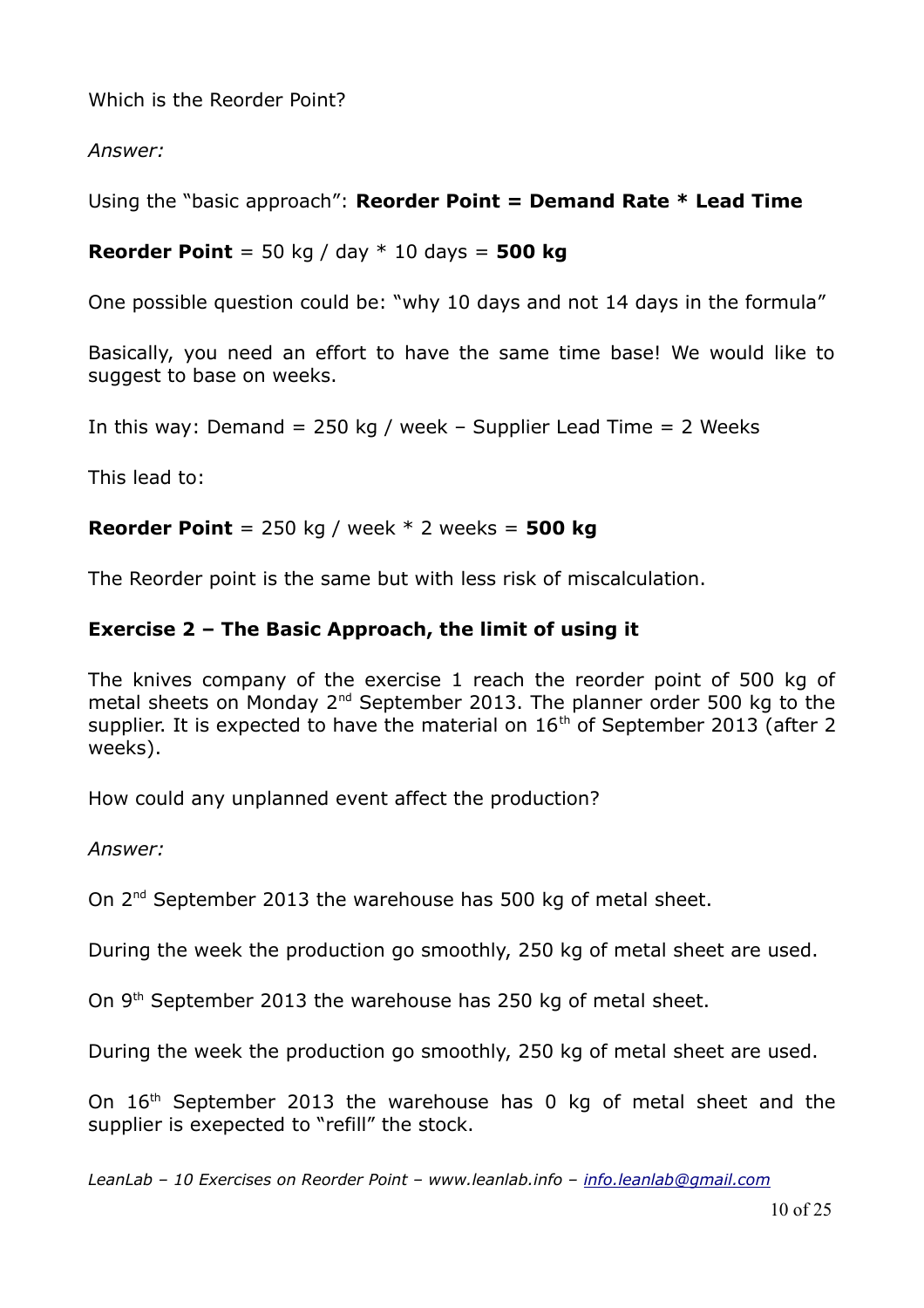Which is the Reorder Point?

*Answer:*

Using the "basic approach": **Reorder Point = Demand Rate * Lead Time**

**Reorder Point** = 50 kg / day * 10 days = **500 kg**

One possible question could be: "why 10 days and not 14 days in the formula"

Basically, you need an effort to have the same time base! We would like to suggest to base on weeks.

In this way: Demand = 250 kg / week – Supplier Lead Time = 2 Weeks

This lead to:

**Reorder Point** = 250 kg / week * 2 weeks = **500 kg**

The Reorder point is the same but with less risk of miscalculation.

### Exercise 2 – The Basic Approach, the limit of using it

The knives company of the exercise 1 reach the reorder point of 500 kg of metal sheets on Monday 2nd September 2013. The planner order 500 kg to the supplier. It is expected to have the material on 16th of September 2013 (after 2 weeks).

How could any unplanned event affect the production?

*Answer:*

On 2nd September 2013 the warehouse has 500 kg of metal sheet.

During the week the production go smoothly, 250 kg of metal sheet are used.

On 9th September 2013 the warehouse has 250 kg of metal sheet.

During the week the production go smoothly, 250 kg of metal sheet are used.

On 16th September 2013 the warehouse has 0 kg of metal sheet and the supplier is exepected to "refill" the stock.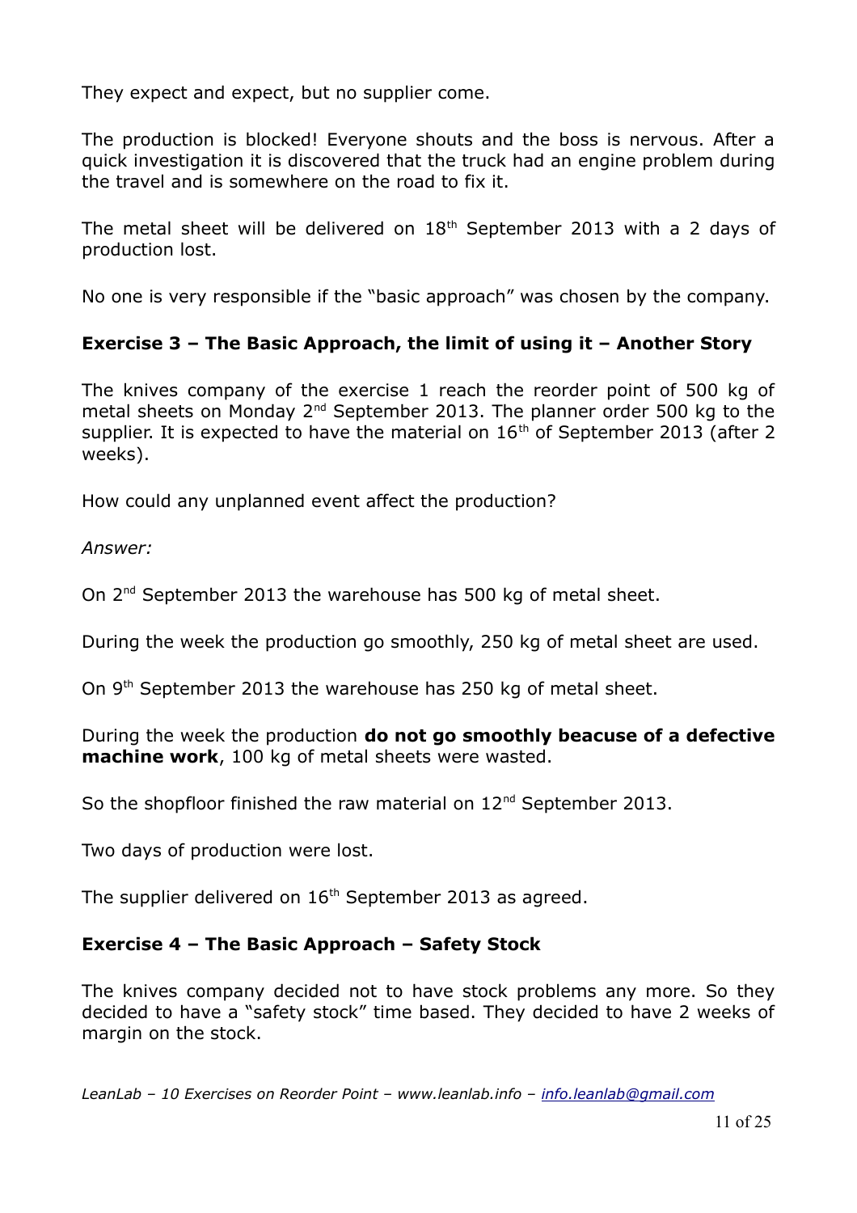They expect and expect, but no supplier come.

The production is blocked! Everyone shouts and the boss is nervous. After a quick investigation it is discovered that the truck had an engine problem during the travel and is somewhere on the road to fix it.

The metal sheet will be delivered on 18th September 2013 with a 2 days of production lost.

No one is very responsible if the "basic approach" was chosen by the company.

### Exercise 3 – The Basic Approach, the limit of using it – Another Story

The knives company of the exercise 1 reach the reorder point of 500 kg of metal sheets on Monday 2nd September 2013. The planner order 500 kg to the supplier. It is expected to have the material on 16th of September 2013 (after 2 weeks).

How could any unplanned event affect the production?

*Answer:*

On 2nd September 2013 the warehouse has 500 kg of metal sheet.

During the week the production go smoothly, 250 kg of metal sheet are used.

On 9th September 2013 the warehouse has 250 kg of metal sheet.

During the week the production **do not go smoothly beacuse of a defective machine work**, 100 kg of metal sheets were wasted.

So the shopfloor finished the raw material on 12nd September 2013.

Two days of production were lost.

The supplier delivered on 16th September 2013 as agreed.

### Exercise 4 – The Basic Approach – Safety Stock

The knives company decided not to have stock problems any more. So they decided to have a "safety stock" time based. They decided to have 2 weeks of margin on the stock.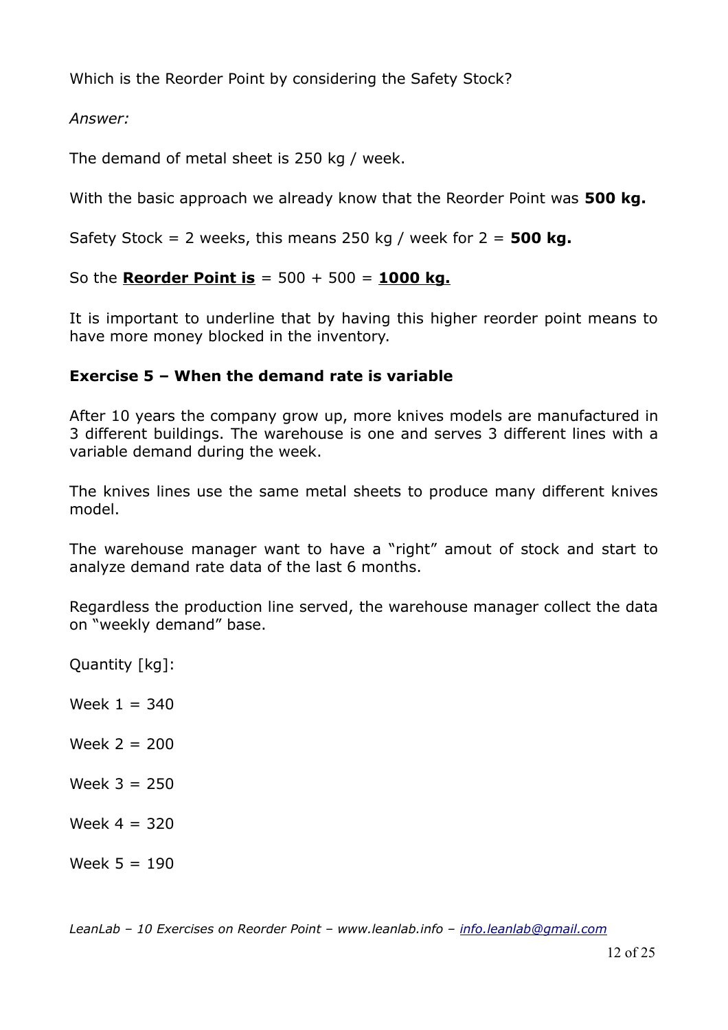Which is the Reorder Point by considering the Safety Stock?

*Answer:*

The demand of metal sheet is 250 kg / week.

With the basic approach we already know that the Reorder Point was **500 kg.**

Safety Stock = 2 weeks, this means 250 kg / week for 2 = **500 kg.**

So the **Reorder Point is** = 500 + 500 = **1000 kg.**

It is important to underline that by having this higher reorder point means to have more money blocked in the inventory.

### Exercise 5 – When the demand rate is variable

After 10 years the company grow up, more knives models are manufactured in 3 different buildings. The warehouse is one and serves 3 different lines with a variable demand during the week.

The knives lines use the same metal sheets to produce many different knives model.

The warehouse manager want to have a "right" amout of stock and start to analyze demand rate data of the last 6 months.

Regardless the production line served, the warehouse manager collect the data on "weekly demand" base.

Quantity [kg]:

Week 1 = 340

Week 2 = 200

Week 3 = 250

Week 4 = 320

Week 5 = 190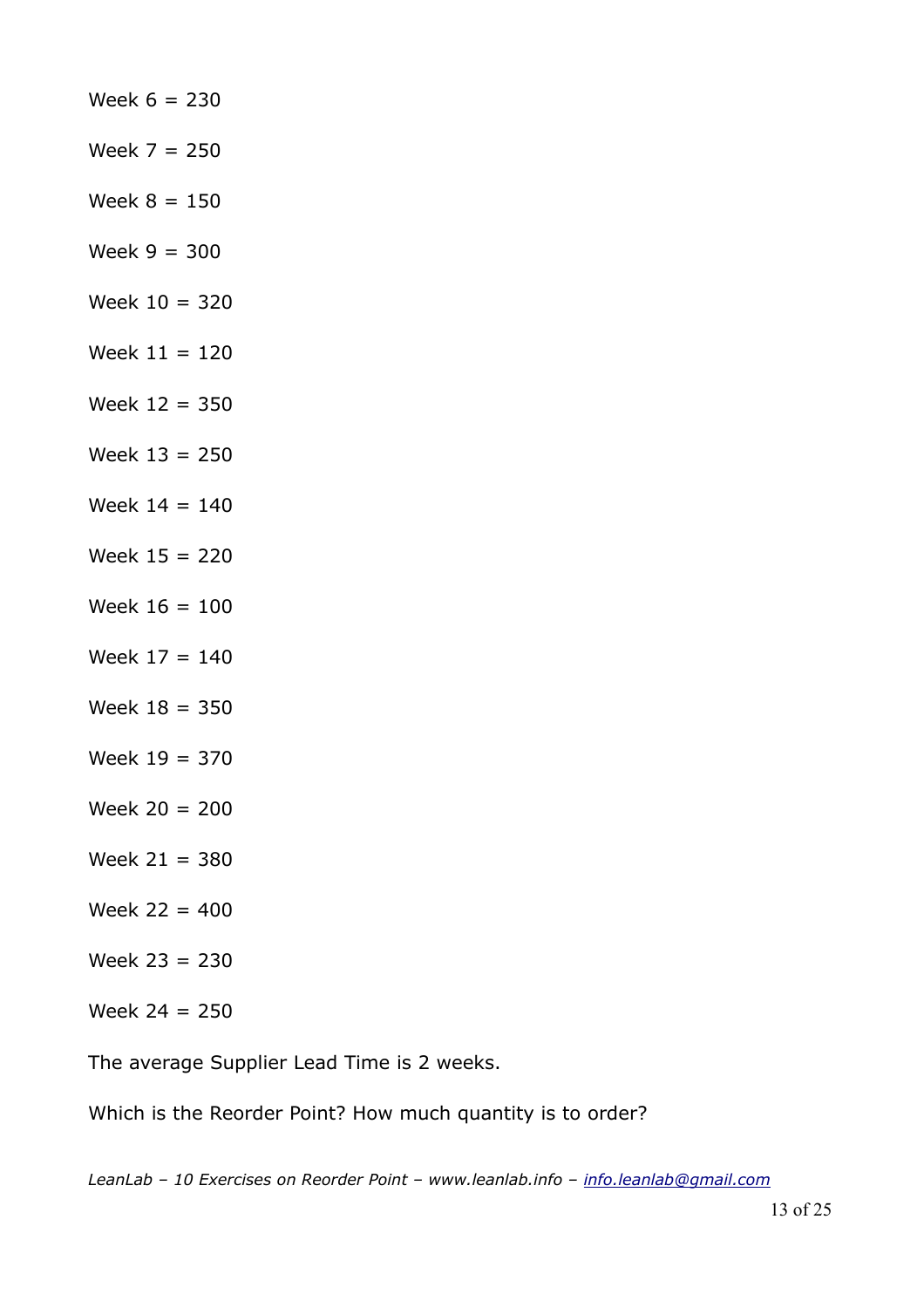Week 6 = 230

Week 7 = 250

Week 8 = 150

Week 9 = 300

Week 10 = 320

Week 11 = 120

Week 12 = 350

Week 13 = 250

Week 14 = 140

Week 15 = 220

Week 16 = 100

Week 17 = 140

Week 18 = 350

Week 19 = 370

Week 20 = 200

Week 21 = 380

Week 22 = 400

Week 23 = 230

Week 24 = 250

The average Supplier Lead Time is 2 weeks.

Which is the Reorder Point? How much quantity is to order?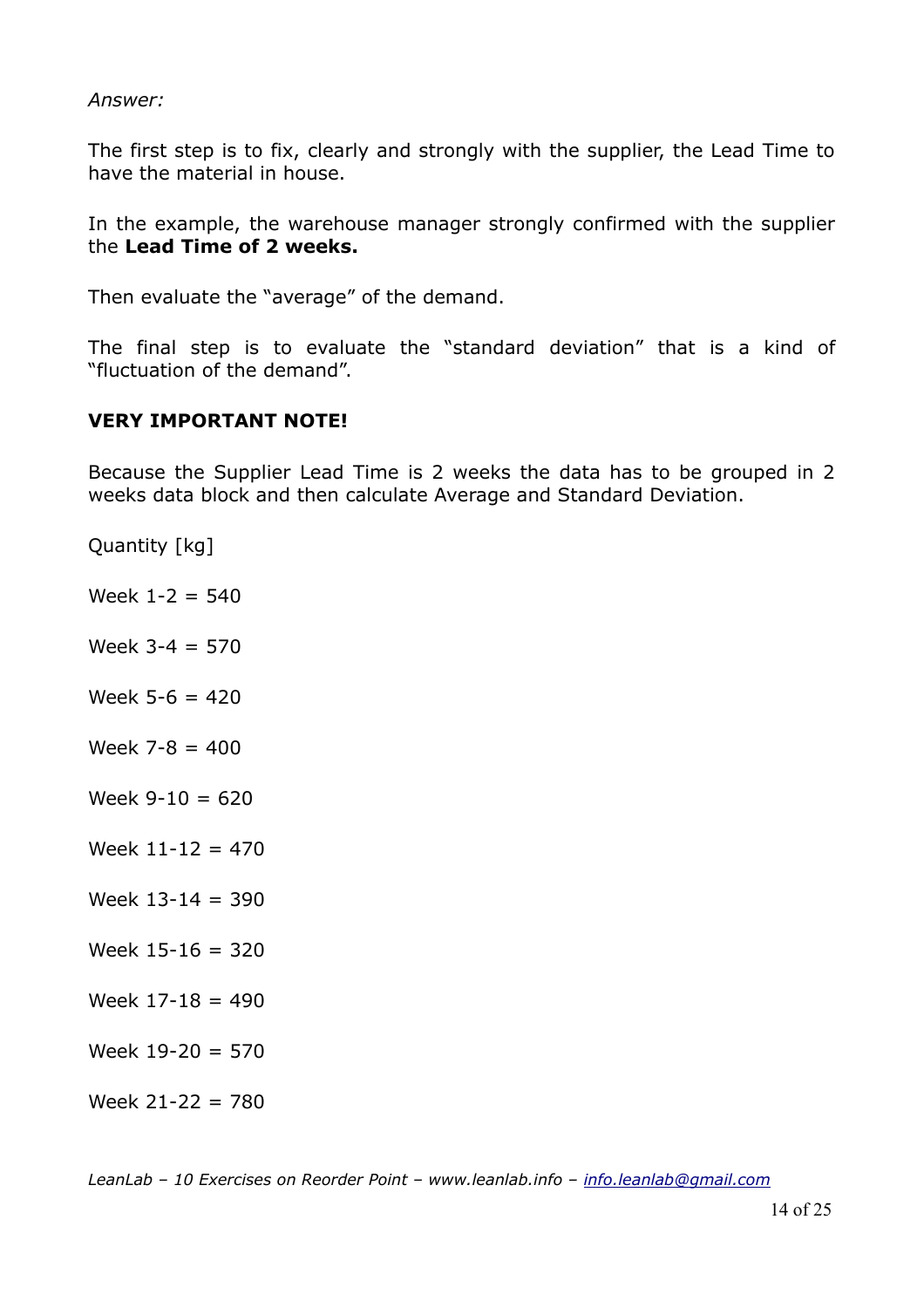*Answer:*

The first step is to fix, clearly and strongly with the supplier, the Lead Time to have the material in house.

In the example, the warehouse manager strongly confirmed with the supplier the **Lead Time of 2 weeks.**

Then evaluate the "average" of the demand.

The final step is to evaluate the "standard deviation" that is a kind of "fluctuation of the demand".

**VERY IMPORTANT NOTE!**

Because the Supplier Lead Time is 2 weeks the data has to be grouped in 2 weeks data block and then calculate Average and Standard Deviation.

Quantity [kg]

Week 1-2 = 540

Week 3-4 = 570

Week 5-6 = 420

Week 7-8 = 400

Week 9-10 = 620

Week 11-12 = 470

Week 13-14 = 390

Week 15-16 = 320

Week 17-18 = 490

Week 19-20 = 570

Week 21-22 = 780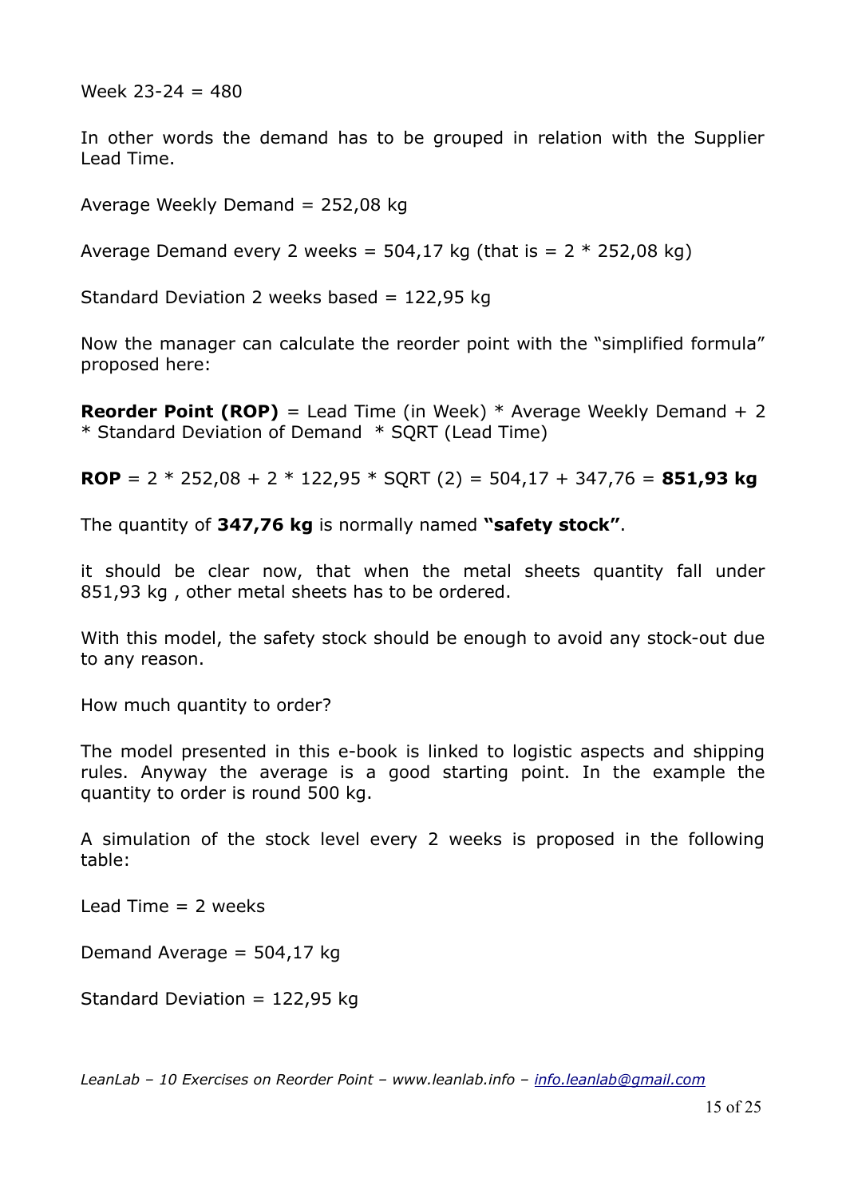Week 23-24 = 480

In other words the demand has to be grouped in relation with the Supplier Lead Time.

Average Weekly Demand = 252,08 kg

Average Demand every 2 weeks = 504,17 kg (that is = 2 * 252,08 kg)

Standard Deviation 2 weeks based = 122,95 kg

Now the manager can calculate the reorder point with the "simplified formula" proposed here:

**Reorder Point (ROP)** = Lead Time (in Week) * Average Weekly Demand + 2 * Standard Deviation of Demand * SQRT (Lead Time)

**ROP** = 2 * 252,08 + 2 * 122,95 * SQRT (2) = 504,17 + 347,76 = **851,93 kg**

The quantity of **347,76 kg** is normally named **"safety stock"**.

it should be clear now, that when the metal sheets quantity fall under 851,93 kg , other metal sheets has to be ordered.

With this model, the safety stock should be enough to avoid any stock-out due to any reason.

How much quantity to order?

The model presented in this e-book is linked to logistic aspects and shipping rules. Anyway the average is a good starting point. In the example the quantity to order is round 500 kg.

A simulation of the stock level every 2 weeks is proposed in the following table:

Lead Time = 2 weeks

Demand Average = 504,17 kg

Standard Deviation = 122,95 kg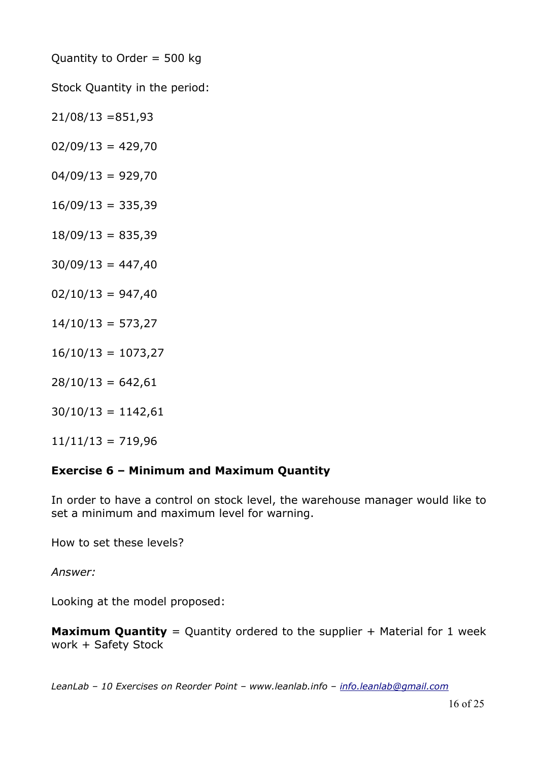Quantity to Order = 500 kg

Stock Quantity in the period:

21/08/13 =851,93

02/09/13 = 429,70

04/09/13 = 929,70

16/09/13 = 335,39

18/09/13 = 835,39

30/09/13 = 447,40

02/10/13 = 947,40

14/10/13 = 573,27

16/10/13 = 1073,27

28/10/13 = 642,61

30/10/13 = 1142,61

11/11/13 = 719,96

**Exercise 6 – Minimum and Maximum Quantity**

In order to have a control on stock level, the warehouse manager would like to set a minimum and maximum level for warning.

How to set these levels?

*Answer:*

Looking at the model proposed:

**Maximum Quantity** = Quantity ordered to the supplier + Material for 1 week work + Safety Stock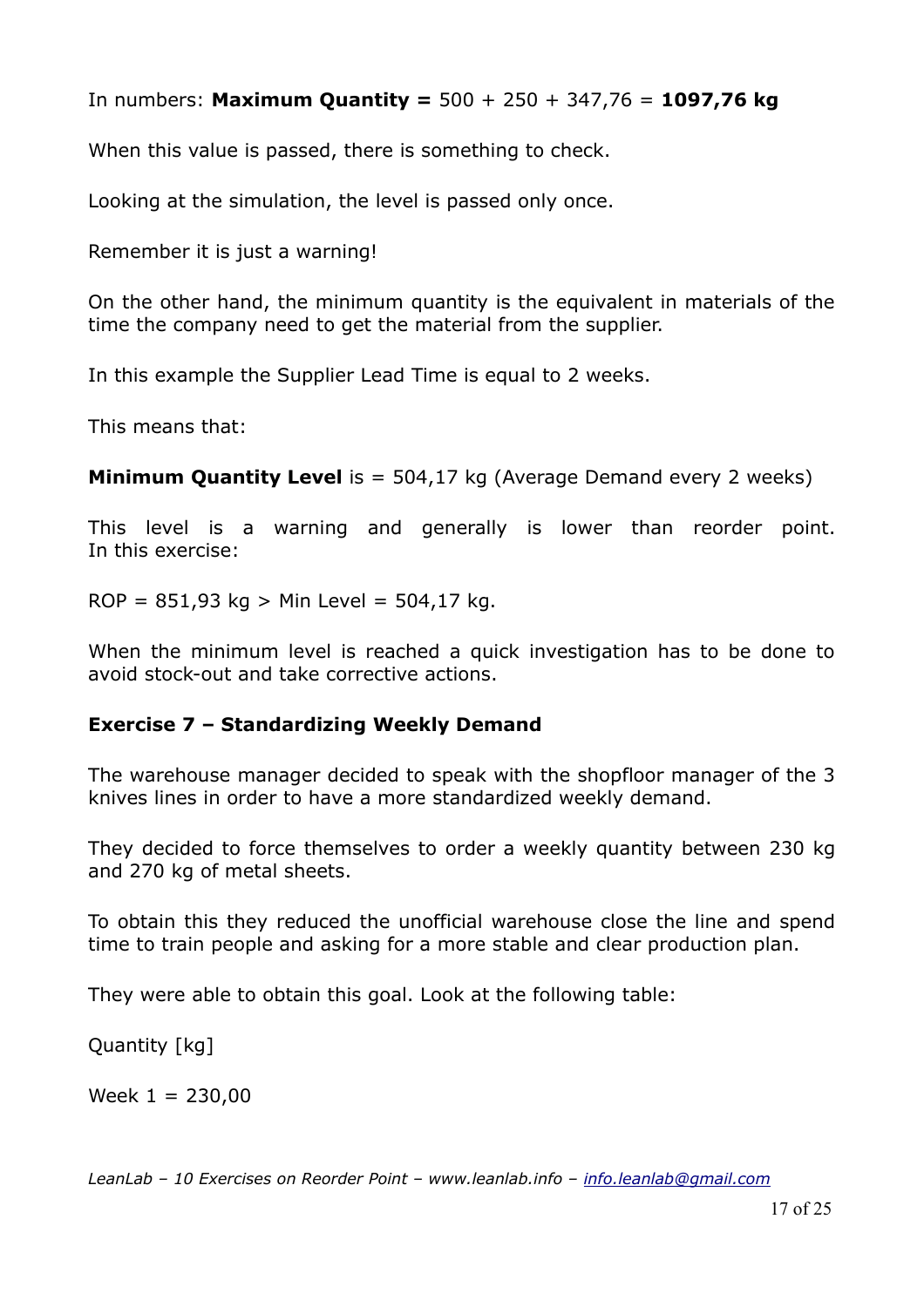In numbers: **Maximum Quantity =** 500 + 250 + 347,76 = **1097,76 kg**

When this value is passed, there is something to check.

Looking at the simulation, the level is passed only once.

Remember it is just a warning!

On the other hand, the minimum quantity is the equivalent in materials of the time the company need to get the material from the supplier.

In this example the Supplier Lead Time is equal to 2 weeks.

This means that:

**Minimum Quantity Level** is = 504,17 kg (Average Demand every 2 weeks)

This level is a warning and generally is lower than reorder point. In this exercise:

ROP = 851,93 kg > Min Level = 504,17 kg.

When the minimum level is reached a quick investigation has to be done to avoid stock-out and take corrective actions.

**Exercise 7 – Standardizing Weekly Demand**

The warehouse manager decided to speak with the shopfloor manager of the 3 knives lines in order to have a more standardized weekly demand.

They decided to force themselves to order a weekly quantity between 230 kg and 270 kg of metal sheets.

To obtain this they reduced the unofficial warehouse close the line and spend time to train people and asking for a more stable and clear production plan.

They were able to obtain this goal. Look at the following table:

Quantity [kg]

Week 1 = 230,00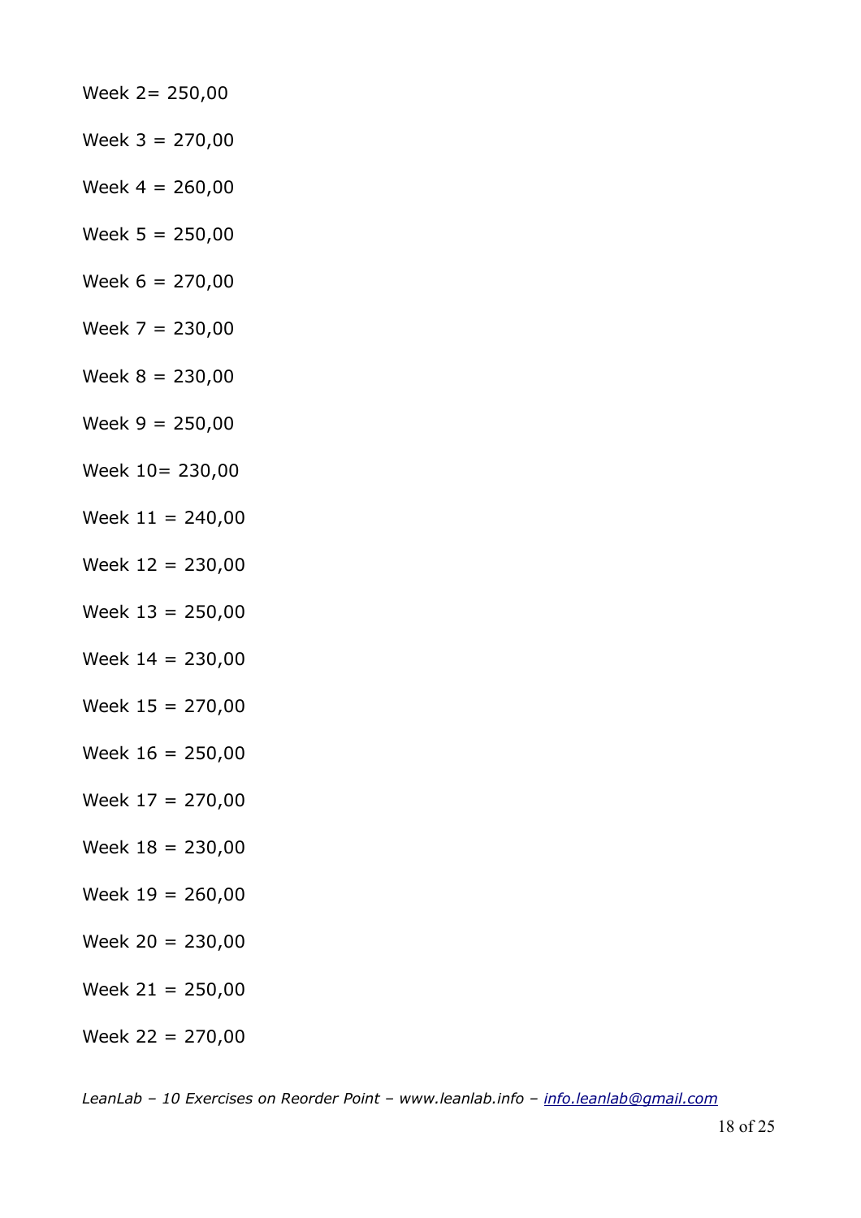Week 2= 250,00

Week 3 = 270,00

Week 4 = 260,00

Week 5 = 250,00

Week 6 = 270,00

Week 7 = 230,00

Week 8 = 230,00

Week 9 = 250,00

Week 10= 230,00

Week 11 = 240,00

Week 12 = 230,00

Week 13 = 250,00

Week 14 = 230,00

Week 15 = 270,00

Week 16 = 250,00

Week 17 = 270,00

Week 18 = 230,00

Week 19 = 260,00

Week 20 = 230,00

Week 21 = 250,00

Week 22 = 270,00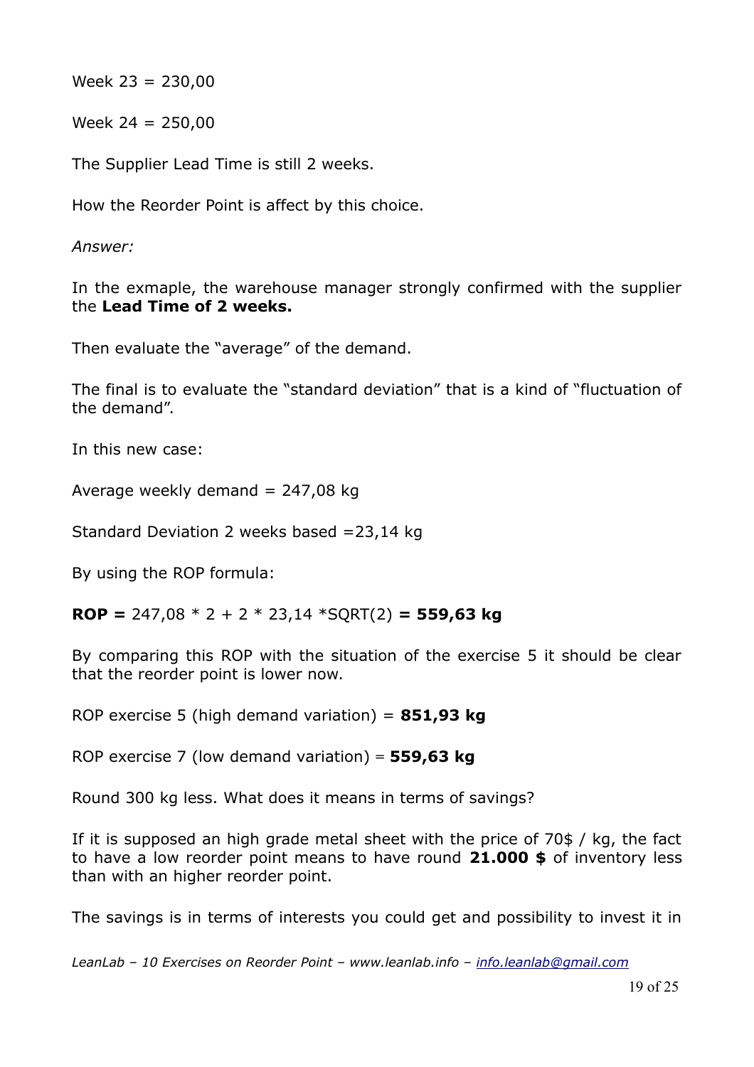Week 23 = 230,00

Week 24 = 250,00

The Supplier Lead Time is still 2 weeks.

How the Reorder Point is affect by this choice.

*Answer:*

In the exmaple, the warehouse manager strongly confirmed with the supplier the **Lead Time of 2 weeks.**

Then evaluate the "average" of the demand.

The final is to evaluate the "standard deviation" that is a kind of "fluctuation of the demand".

In this new case:

Average weekly demand = 247,08 kg

Standard Deviation 2 weeks based =23,14 kg

By using the ROP formula:

**ROP =** 247,08 * 2 + 2 * 23,14 *SQRT(2) **= 559,63 kg**

By comparing this ROP with the situation of the exercise 5 it should be clear that the reorder point is lower now.

ROP exercise 5 (high demand variation) = **851,93 kg**

ROP exercise 7 (low demand variation) = **559,63 kg**

Round 300 kg less. What does it means in terms of savings?

If it is supposed an high grade metal sheet with the price of 70$ / kg, the fact to have a low reorder point means to have round **21.000 $** of inventory less than with an higher reorder point.

The savings is in terms of interests you could get and possibility to invest it in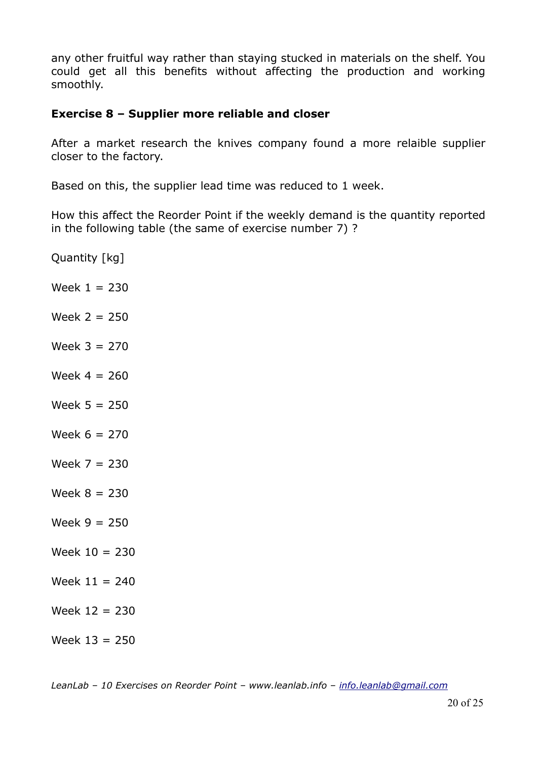any other fruitful way rather than staying stucked in materials on the shelf. You could get all this benefits without affecting the production and working smoothly.

### Exercise 8 – Supplier more reliable and closer

After a market research the knives company found a more relaible supplier closer to the factory.

Based on this, the supplier lead time was reduced to 1 week.

How this affect the Reorder Point if the weekly demand is the quantity reported in the following table (the same of exercise number 7) ?

Quantity [kg]

Week 1 = 230

Week 2 = 250

Week 3 = 270

Week 4 = 260

Week 5 = 250

Week 6 = 270

Week 7 = 230

Week 8 = 230

Week 9 = 250

Week 10 = 230

Week 11 = 240

Week 12 = 230

Week 13 = 250

*LeanLab – 10 Exercises on Reorder Point – www.leanlab.info – info.leanlab@gmail.com*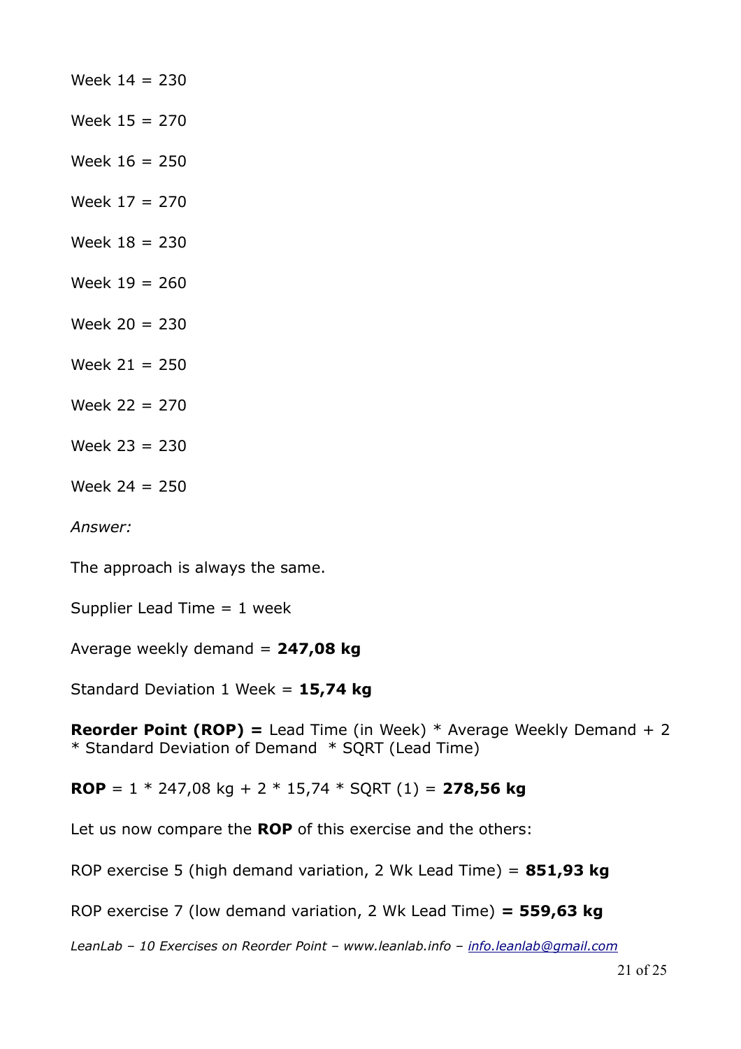Week 14 = 230

Week 15 = 270

Week 16 = 250

Week 17 = 270

Week 18 = 230

Week 19 = 260

Week 20 = 230

Week 21 = 250

Week 22 = 270

Week 23 = 230

Week 24 = 250

*Answer:*

The approach is always the same.

Supplier Lead Time = 1 week

Average weekly demand = **247,08 kg**

Standard Deviation 1 Week = **15,74 kg**

**Reorder Point (ROP) =** Lead Time (in Week) * Average Weekly Demand + 2 * Standard Deviation of Demand * SQRT (Lead Time)

**ROP** = 1 * 247,08 kg + 2 * 15,74 * SQRT (1) = **278,56 kg**

Let us now compare the **ROP** of this exercise and the others:

ROP exercise 5 (high demand variation, 2 Wk Lead Time) = **851,93 kg**

ROP exercise 7 (low demand variation, 2 Wk Lead Time) **= 559,63 kg**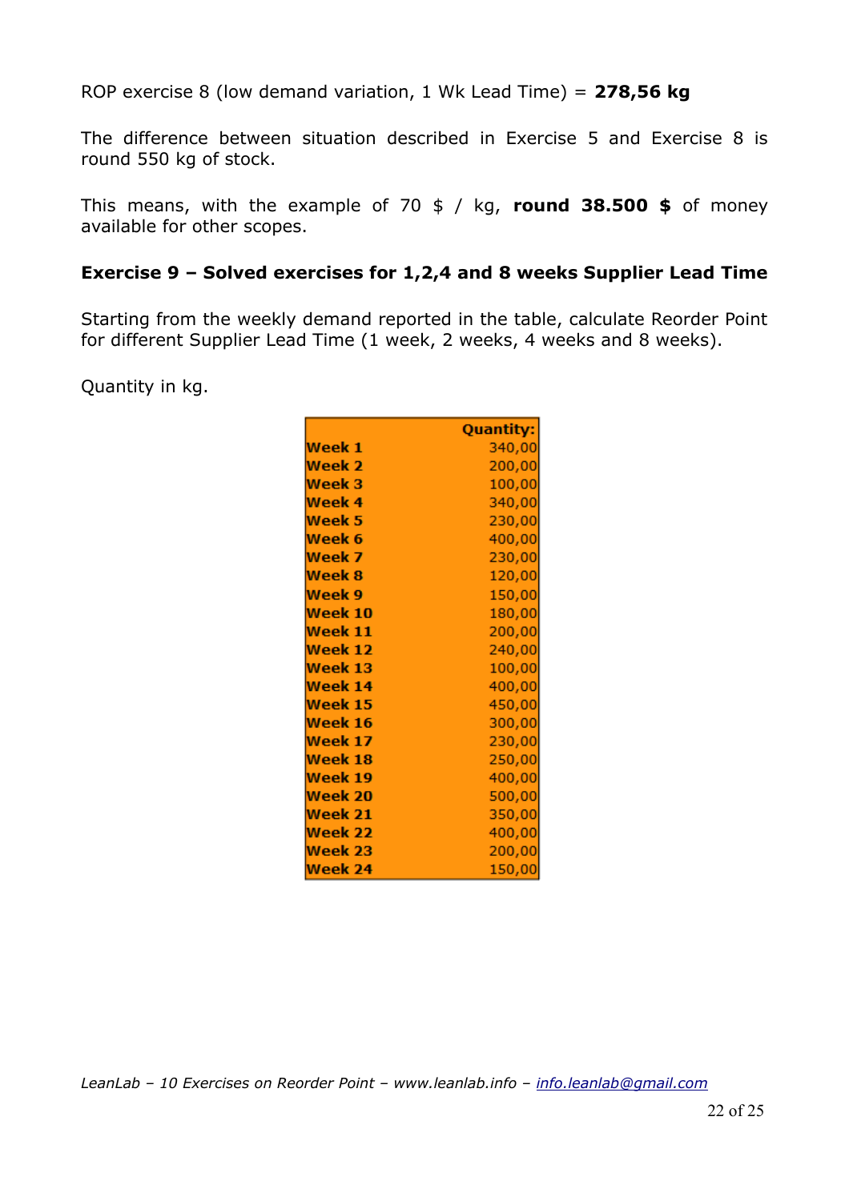ROP exercise 8 (low demand variation, 1 Wk Lead Time) = **278,56 kg**

The difference between situation described in Exercise 5 and Exercise 8 is round 550 kg of stock.

This means, with the example of 70 $ / kg, **round 38.500 $** of money available for other scopes.

### Exercise 9 – Solved exercises for 1,2,4 and 8 weeks Supplier Lead Time

Starting from the weekly demand reported in the table, calculate Reorder Point for different Supplier Lead Time (1 week, 2 weeks, 4 weeks and 8 weeks).

Quantity in kg.

| | Quantity: |
|---|---:|
| Week 1 | 340,00 |
| Week 2 | 200,00 |
| Week 3 | 100,00 |
| Week 4 | 340,00 |
| Week 5 | 230,00 |
| Week 6 | 400,00 |
| Week 7 | 230,00 |
| Week 8 | 120,00 |
| Week 9 | 150,00 |
| Week 10 | 180,00 |
| Week 11 | 200,00 |
| Week 12 | 240,00 |
| Week 13 | 100,00 |
| Week 14 | 400,00 |
| Week 15 | 450,00 |
| Week 16 | 300,00 |
| Week 17 | 230,00 |
| Week 18 | 250,00 |
| Week 19 | 400,00 |
| Week 20 | 500,00 |
| Week 21 | 350,00 |
| Week 22 | 400,00 |
| Week 23 | 200,00 |
| Week 24 | 150,00 |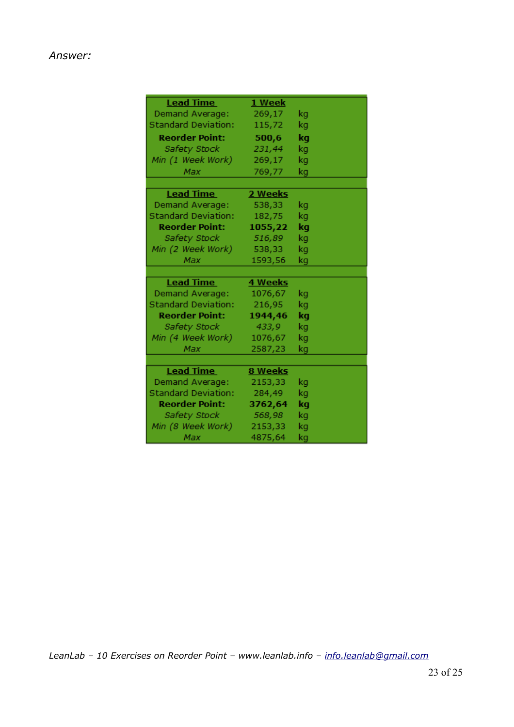*Answer:*

| **Lead Time** | **1 Week** | |
|---|---|---|
| Demand Average: | 269,17 | kg |
| Standard Deviation: | 115,72 | kg |
| **Reorder Point:** | **500,6** | **kg** |
| *Safety Stock* | *231,44* | kg |
| *Min (1 Week Work)* | 269,17 | kg |
| *Max* | 769,77 | kg |

| **Lead Time** | **2 Weeks** | |
|---|---|---|
| Demand Average: | 538,33 | kg |
| Standard Deviation: | 182,75 | kg |
| **Reorder Point:** | **1055,22** | **kg** |
| *Safety Stock* | *516,89* | kg |
| *Min (2 Week Work)* | 538,33 | kg |
| *Max* | 1593,56 | kg |

| **Lead Time** | **4 Weeks** | |
|---|---|---|
| Demand Average: | 1076,67 | kg |
| Standard Deviation: | 216,95 | kg |
| **Reorder Point:** | **1944,46** | **kg** |
| *Safety Stock* | *433,9* | kg |
| *Min (4 Week Work)* | 1076,67 | kg |
| *Max* | 2587,23 | kg |

| **Lead Time** | **8 Weeks** | |
|---|---|---|
| Demand Average: | 2153,33 | kg |
| Standard Deviation: | 284,49 | kg |
| **Reorder Point:** | **3762,64** | **kg** |
| *Safety Stock* | *568,98* | kg |
| *Min (8 Week Work)* | 2153,33 | kg |
| *Max* | 4875,64 | kg |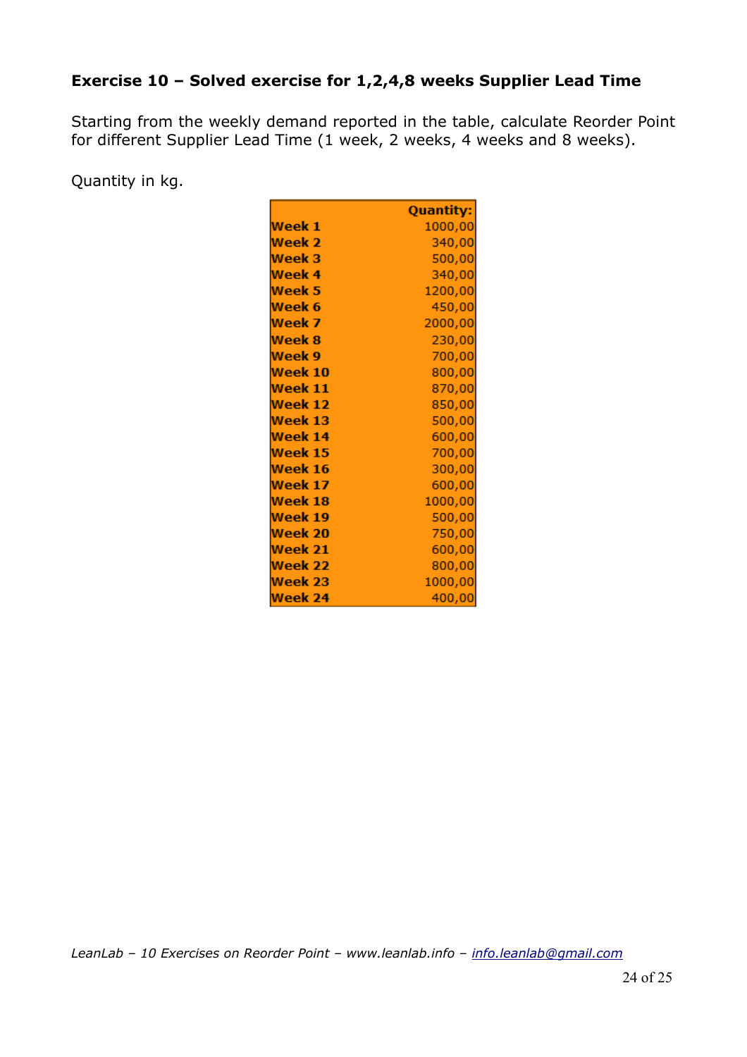**Exercise 10 – Solved exercise for 1,2,4,8 weeks Supplier Lead Time**

Starting from the weekly demand reported in the table, calculate Reorder Point for different Supplier Lead Time (1 week, 2 weeks, 4 weeks and 8 weeks).

Quantity in kg.

| | Quantity: |
|---|---:|
| **Week 1** | 1000,00 |
| **Week 2** | 340,00 |
| **Week 3** | 500,00 |
| **Week 4** | 340,00 |
| **Week 5** | 1200,00 |
| **Week 6** | 450,00 |
| **Week 7** | 2000,00 |
| **Week 8** | 230,00 |
| **Week 9** | 700,00 |
| **Week 10** | 800,00 |
| **Week 11** | 870,00 |
| **Week 12** | 850,00 |
| **Week 13** | 500,00 |
| **Week 14** | 600,00 |
| **Week 15** | 700,00 |
| **Week 16** | 300,00 |
| **Week 17** | 600,00 |
| **Week 18** | 1000,00 |
| **Week 19** | 500,00 |
| **Week 20** | 750,00 |
| **Week 21** | 600,00 |
| **Week 22** | 800,00 |
| **Week 23** | 1000,00 |
| **Week 24** | 400,00 |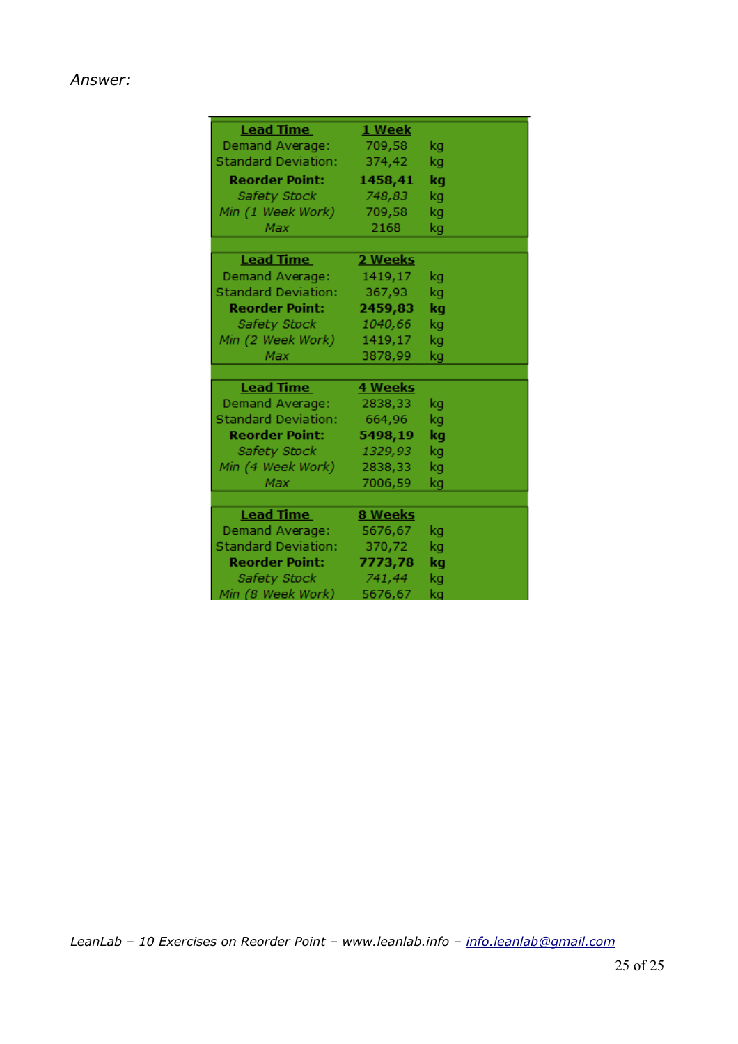*Answer:*

| | | |
|---|---|---|
| **Lead Time** | **1 Week** | |
| Demand Average: | 709,58 | kg |
| Standard Deviation: | 374,42 | kg |
| **Reorder Point:** | **1458,41** | **kg** |
| *Safety Stock* | *748,83* | kg |
| *Min (1 Week Work)* | 709,58 | kg |
| *Max* | 2168 | kg |
| | | |
| **Lead Time** | **2 Weeks** | |
| Demand Average: | 1419,17 | kg |
| Standard Deviation: | 367,93 | kg |
| **Reorder Point:** | **2459,83** | **kg** |
| *Safety Stock* | *1040,66* | kg |
| *Min (2 Week Work)* | 1419,17 | kg |
| *Max* | 3878,99 | kg |
| | | |
| **Lead Time** | **4 Weeks** | |
| Demand Average: | 2838,33 | kg |
| Standard Deviation: | 664,96 | kg |
| **Reorder Point:** | **5498,19** | **kg** |
| *Safety Stock* | *1329,93* | kg |
| *Min (4 Week Work)* | 2838,33 | kg |
| *Max* | 7006,59 | kg |
| | | |
| **Lead Time** | **8 Weeks** | |
| Demand Average: | 5676,67 | kg |
| Standard Deviation: | 370,72 | kg |
| **Reorder Point:** | **7773,78** | **kg** |
| *Safety Stock* | *741,44* | kg |
| *Min (8 Week Work)* | 5676,67 | kg |

*LeanLab – 10 Exercises on Reorder Point – www.leanlab.info – info.leanlab@gmail.com*